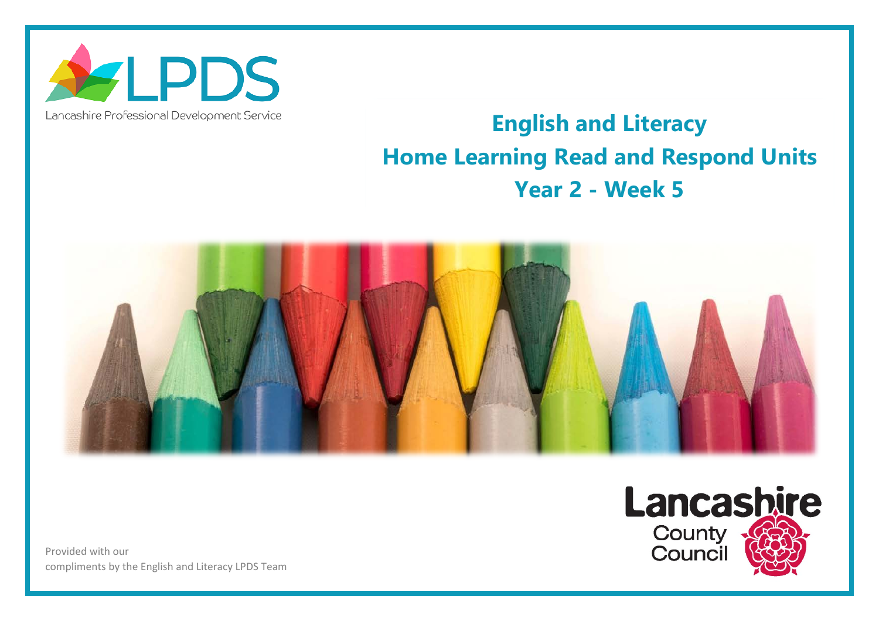LPDS

Lancashire Professional Development Service

# English and Literacy
# Home Learning Read and Respond Units
# Year 2 - Week 5

Lancashire County Council

Provided with our compliments by the English and Literacy LPDS Team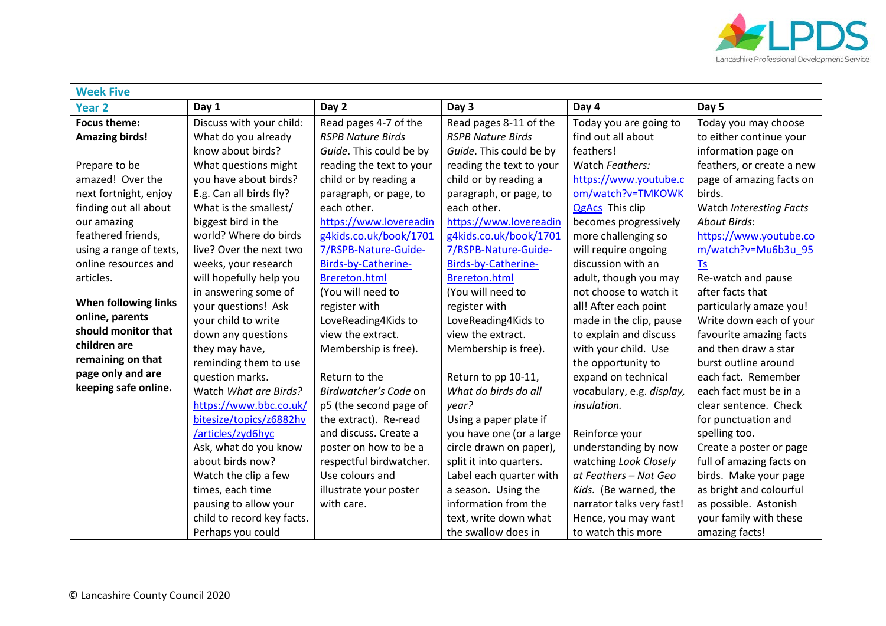| Week Five | | | | | |
|---|---|---|---|---|---|
| **Year 2** | **Day 1** | **Day 2** | **Day 3** | **Day 4** | **Day 5** |
| **Focus theme: Amazing birds!**<br><br>Prepare to be amazed! Over the next fortnight, enjoy finding out all about our amazing feathered friends, using a range of texts, online resources and articles.<br><br>**When following links online, parents should monitor that children are remaining on that page only and are keeping safe online.** | Discuss with your child: What do you already know about birds? What questions might you have about birds? E.g. Can all birds fly? What is the smallest/ biggest bird in the world? Where do birds live? Over the next two weeks, your research will hopefully help you in answering some of your questions! Ask your child to write down any questions they may have, reminding them to use question marks.<br>Watch *What are Birds?* https://www.bbc.co.uk/bitesize/topics/z6882hv/articles/zyd6hyc<br>Ask, what do you know about birds now?<br>Watch the clip a few times, each time pausing to allow your child to record key facts.<br>Perhaps you could | Read pages 4-7 of the *RSPB Nature Birds Guide*. This could be by reading the text to your child or by reading a paragraph, or page, to each other.<br>https://www.lovereading4kids.co.uk/book/17017/RSPB-Nature-Guide-Birds-by-Catherine-Brereton.html<br>(You will need to register with LoveReading4Kids to view the extract. Membership is free).<br><br>Return to the *Birdwatcher's Code* on p5 (the second page of the extract). Re-read and discuss. Create a poster on how to be a respectful birdwatcher. Use colours and illustrate your poster with care. | Read pages 8-11 of the *RSPB Nature Birds Guide*. This could be by reading the text to your child or by reading a paragraph, or page, to each other.<br>https://www.lovereading4kids.co.uk/book/17017/RSPB-Nature-Guide-Birds-by-Catherine-Brereton.html<br>(You will need to register with LoveReading4Kids to view the extract. Membership is free).<br><br>Return to pp 10-11, *What do birds do all year?*<br>Using a paper plate if you have one (or a large circle drawn on paper), split it into quarters. Label each quarter with a season. Using the information from the text, write down what the swallow does in | Today you are going to find out all about feathers!<br>Watch *Feathers:* https://www.youtube.com/watch?v=TMKOWKQgAcs This clip becomes progressively more challenging so will require ongoing discussion with an adult, though you may not choose to watch it all! After each point made in the clip, pause to explain and discuss with your child. Use the opportunity to expand on technical vocabulary, e.g. *display, insulation.*<br><br>Reinforce your understanding by now watching *Look Closely at Feathers – Nat Geo Kids.* (Be warned, the narrator talks very fast! Hence, you may want to watch this more | Today you may choose to either continue your information page on feathers, or create a new page of amazing facts on birds.<br>Watch *Interesting Facts About Birds*: https://www.youtube.com/watch?v=Mu6b3u_95Ts<br>Re-watch and pause after facts that particularly amaze you! Write down each of your favourite amazing facts and then draw a star burst outline around each fact. Remember each fact must be in a clear sentence. Check for punctuation and spelling too.<br>Create a poster or page full of amazing facts on birds. Make your page as bright and colourful as possible. Astonish your family with these amazing facts! |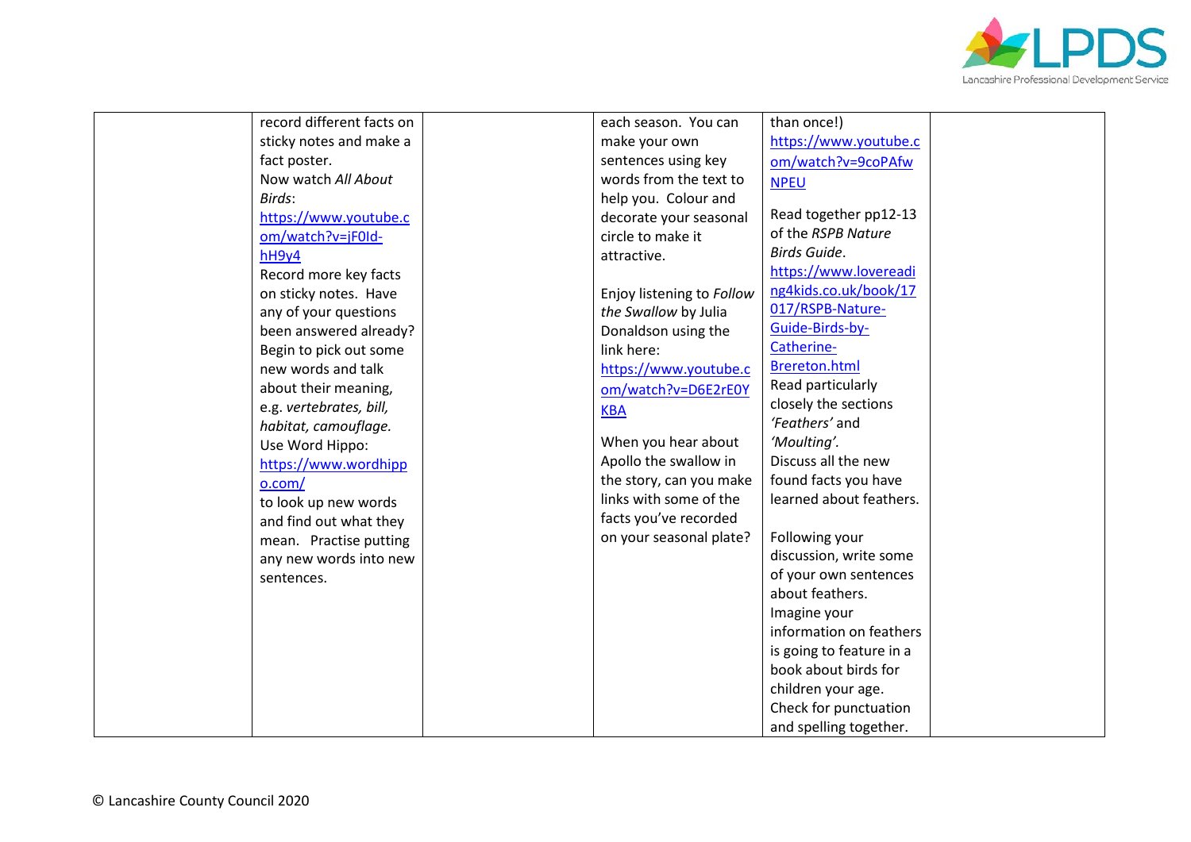| | | | | | |
|---|---|---|---|---|---|
| | record different facts on sticky notes and make a fact poster.<br>Now watch *All About Birds*:<br>https://www.youtube.com/watch?v=jF0Id-hH9y4<br>Record more key facts on sticky notes. Have any of your questions been answered already?<br>Begin to pick out some new words and talk about their meaning, e.g. *vertebrates, bill, habitat, camouflage.*<br>Use Word Hippo:<br>https://www.wordhippo.com/<br>to look up new words and find out what they mean. Practise putting any new words into new sentences. | | each season. You can make your own sentences using key words from the text to help you. Colour and decorate your seasonal circle to make it attractive.<br><br>Enjoy listening to *Follow the Swallow* by Julia Donaldson using the link here:<br>https://www.youtube.com/watch?v=D6E2rE0YKBA<br><br>When you hear about Apollo the swallow in the story, can you make links with some of the facts you've recorded on your seasonal plate? | than once!)<br>https://www.youtube.com/watch?v=9coPAfwNPEU<br><br>Read together pp12-13 of the *RSPB Nature Birds Guide*.<br>https://www.lovereading4kids.co.uk/book/17017/RSPB-Nature-Guide-Birds-by-Catherine-Brereton.html<br>Read particularly closely the sections *'Feathers'* and *'Moulting'*.<br>Discuss all the new found facts you have learned about feathers.<br><br>Following your discussion, write some of your own sentences about feathers.<br>Imagine your information on feathers is going to feature in a book about birds for children your age.<br>Check for punctuation and spelling together. | |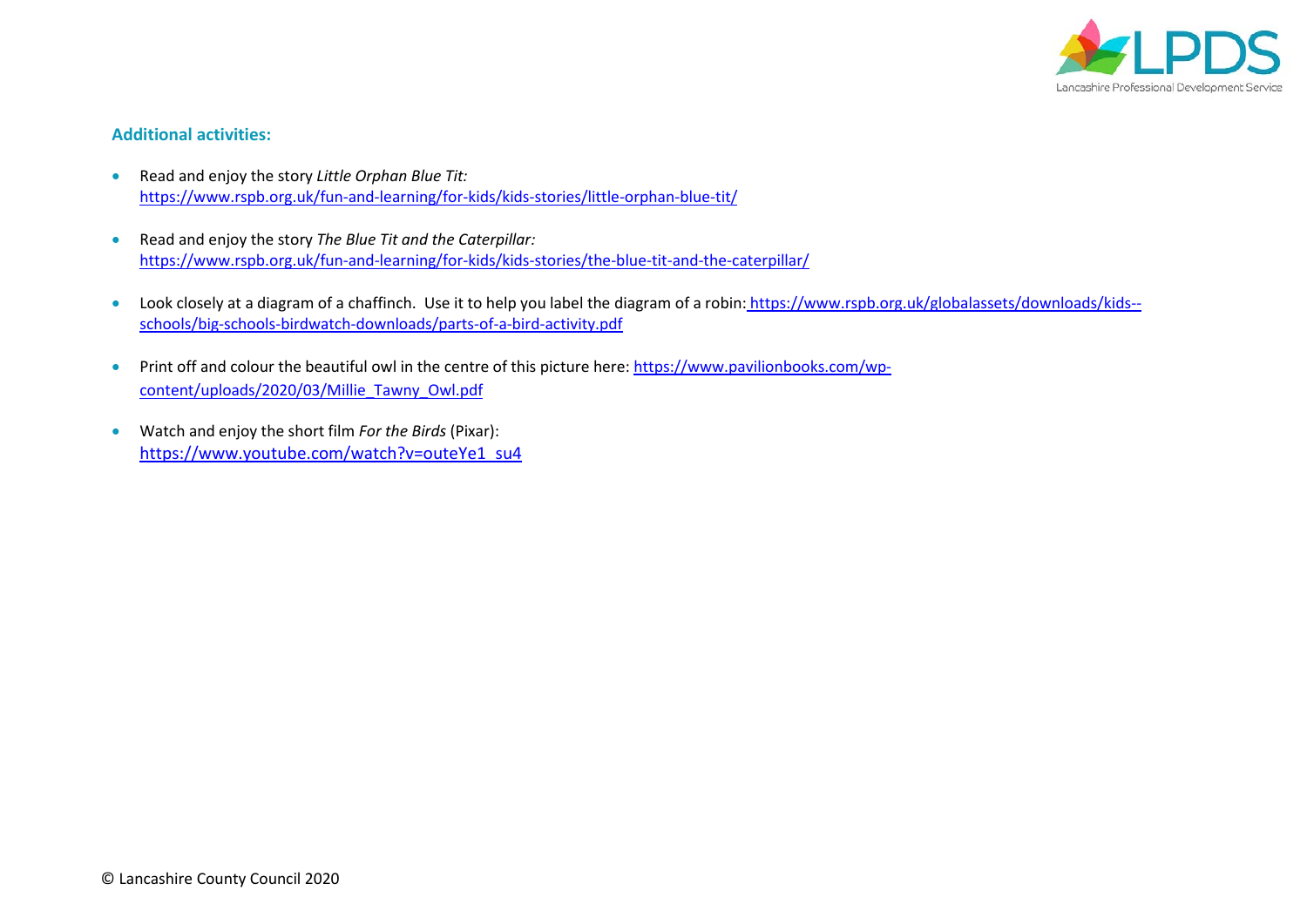### Additional activities:

- Read and enjoy the story *Little Orphan Blue Tit:* https://www.rspb.org.uk/fun-and-learning/for-kids/kids-stories/little-orphan-blue-tit/

- Read and enjoy the story *The Blue Tit and the Caterpillar:* https://www.rspb.org.uk/fun-and-learning/for-kids/kids-stories/the-blue-tit-and-the-caterpillar/

- Look closely at a diagram of a chaffinch. Use it to help you label the diagram of a robin: https://www.rspb.org.uk/globalassets/downloads/kids--schools/big-schools-birdwatch-downloads/parts-of-a-bird-activity.pdf

- Print off and colour the beautiful owl in the centre of this picture here: https://www.pavilionbooks.com/wp-content/uploads/2020/03/Millie_Tawny_Owl.pdf

- Watch and enjoy the short film *For the Birds* (Pixar): https://www.youtube.com/watch?v=outeYe1_su4

© Lancashire County Council 2020